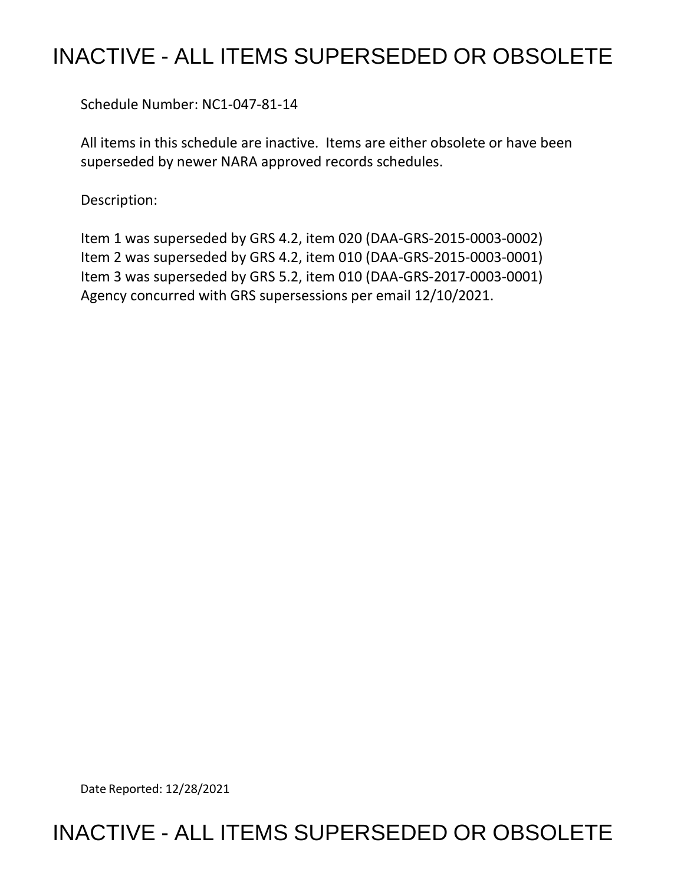# INACTIVE - ALL ITEMS SUPERSEDED OR OBSOLETE

Schedule Number: NC1-047-81-14

All items in this schedule are inactive. Items are either obsolete or have been superseded by newer NARA approved records schedules.

Description:

Item 1 was superseded by GRS 4.2, item 020 (DAA-GRS-2015-0003-0002)
Item 2 was superseded by GRS 4.2, item 010 (DAA-GRS-2015-0003-0001)
Item 3 was superseded by GRS 5.2, item 010 (DAA-GRS-2017-0003-0001)
Agency concurred with GRS supersessions per email 12/10/2021.

Date Reported: 12/28/2021

# INACTIVE - ALL ITEMS SUPERSEDED OR OBSOLETE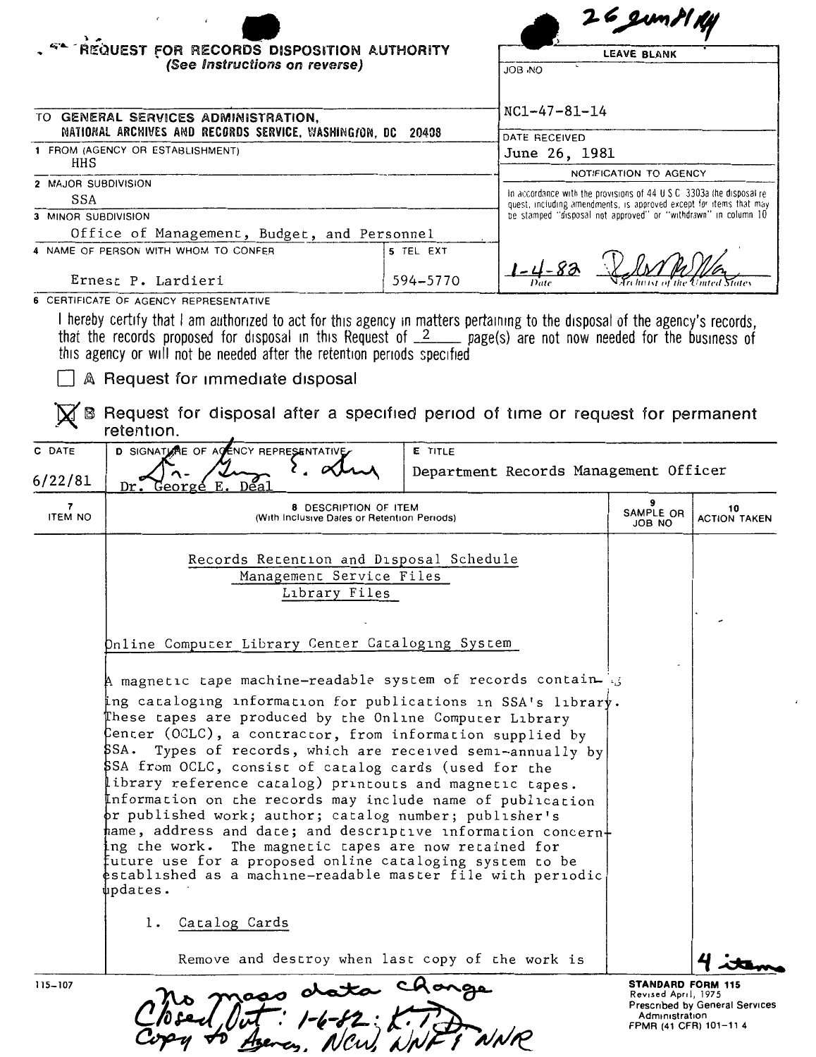26 Jun 81 KH

**REQUEST FOR RECORDS DISPOSITION AUTHORITY**
*(See Instructions on reverse)*

| LEAVE BLANK |
|---|
| JOB NO: NC1-47-81-14 |
| DATE RECEIVED: June 26, 1981 |
| NOTIFICATION TO AGENCY |
| In accordance with the provisions of 44 U S C 3303a the disposal request, including amendments, is approved except for items that may be stamped "disposal not approved" or "withdrawn" in column 10 |
| 1-4-82 — Date — Archivist of the United States |

TO GENERAL SERVICES ADMINISTRATION, NATIONAL ARCHIVES AND RECORDS SERVICE, WASHINGTON, DC 20408

1 FROM (AGENCY OR ESTABLISHMENT): HHS

2 MAJOR SUBDIVISION: SSA

3 MINOR SUBDIVISION: Office of Management, Budget, and Personnel

4 NAME OF PERSON WITH WHOM TO CONFER: Ernest P. Lardieri

5 TEL EXT: 594-5770

6 CERTIFICATE OF AGENCY REPRESENTATIVE

I hereby certify that I am authorized to act for this agency in matters pertaining to the disposal of the agency's records, that the records proposed for disposal in this Request of 2 page(s) are not now needed for the business of this agency or will not be needed after the retention periods specified

☐ A Request for immediate disposal

☒ B Request for disposal after a specified period of time or request for permanent retention.

| C DATE | D SIGNATURE OF AGENCY REPRESENTATIVE | E TITLE |
|---|---|---|
| 6/22/81 | Dr. George E. Deal | Department Records Management Officer |

| 7 ITEM NO | 8 DESCRIPTION OF ITEM (With Inclusive Dates or Retention Periods) | 9 SAMPLE OR JOB NO | 10 ACTION TAKEN |
|---|---|---|---|
| | Records Retention and Disposal Schedule<br>Management Service Files<br>Library Files | | |
| | Online Computer Library Center Cataloging System | | |
| | A magnetic tape machine-readable system of records containing cataloging information for publications in SSA's library. These tapes are produced by the Online Computer Library Center (OCLC), a contractor, from information supplied by SSA. Types of records, which are received semi-annually by SSA from OCLC, consist of catalog cards (used for the library reference catalog) printouts and magnetic tapes. Information on the records may include name of publication or published work; author; catalog number; publisher's name, address and date; and descriptive information concerning the work. The magnetic tapes are now retained for future use for a proposed online cataloging system to be established as a machine-readable master file with periodic updates. | | |
| | 1. Catalog Cards | | |
| | Remove and destroy when last copy of the work is | | 4 items |

115-107

No mass data change
Closed Out: 1-6-82: K.T.D.
Copy to Agency, NCW, NNF & NNR

STANDARD FORM 115
Revised April, 1975
Prescribed by General Services Administration
FPMR (41 CFR) 101-11 4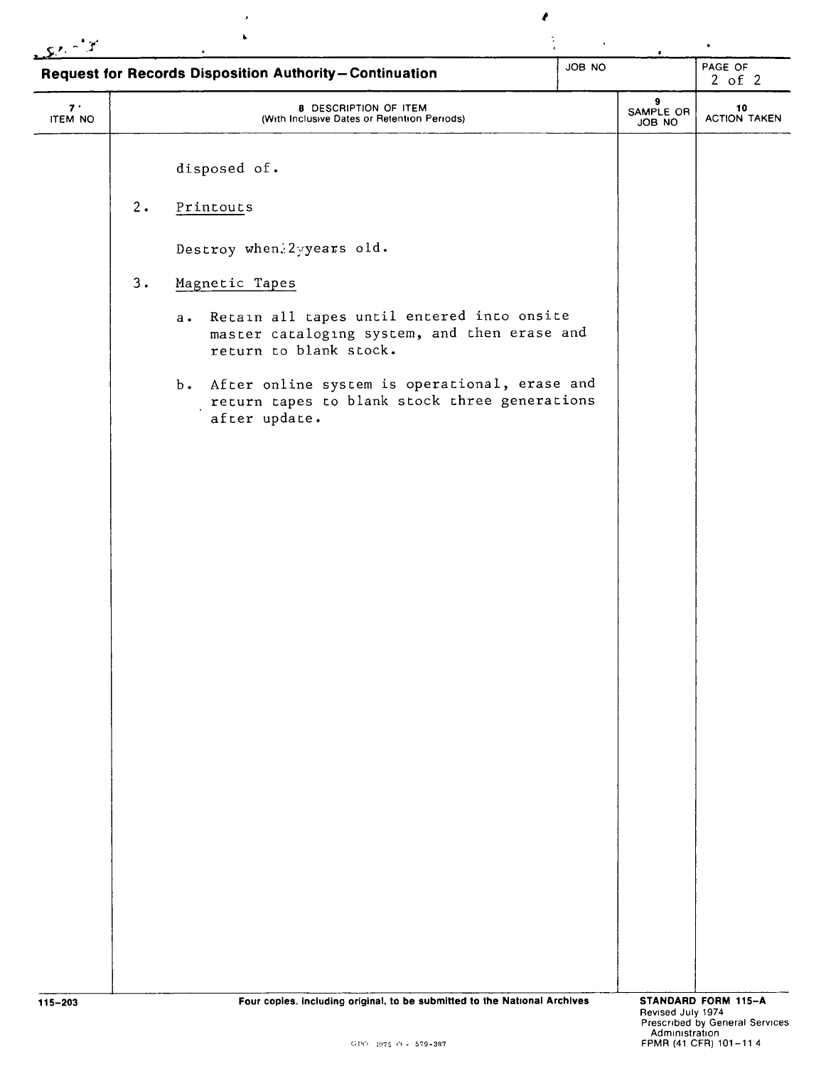## Request for Records Disposition Authority—Continuation

| 7 ITEM NO | 8 DESCRIPTION OF ITEM (With Inclusive Dates or Retention Periods) | 9 SAMPLE OR JOB NO | 10 ACTION TAKEN |
|---|---|---|---|
| | disposed of. | | |
| | 2. Printouts | | |
| | Destroy when 2 years old. | | |
| | 3. Magnetic Tapes | | |
| | a. Retain all tapes until entered into onsite master cataloging system, and then erase and return to blank stock. | | |
| | b. After online system is operational, erase and return tapes to blank stock three generations after update. | | |

115-203

Four copies, including original, to be submitted to the National Archives

STANDARD FORM 115-A
Revised July 1974
Prescribed by General Services Administration
FPMR (41 CFR) 101-11 4

GPO 1975 O - 579-387